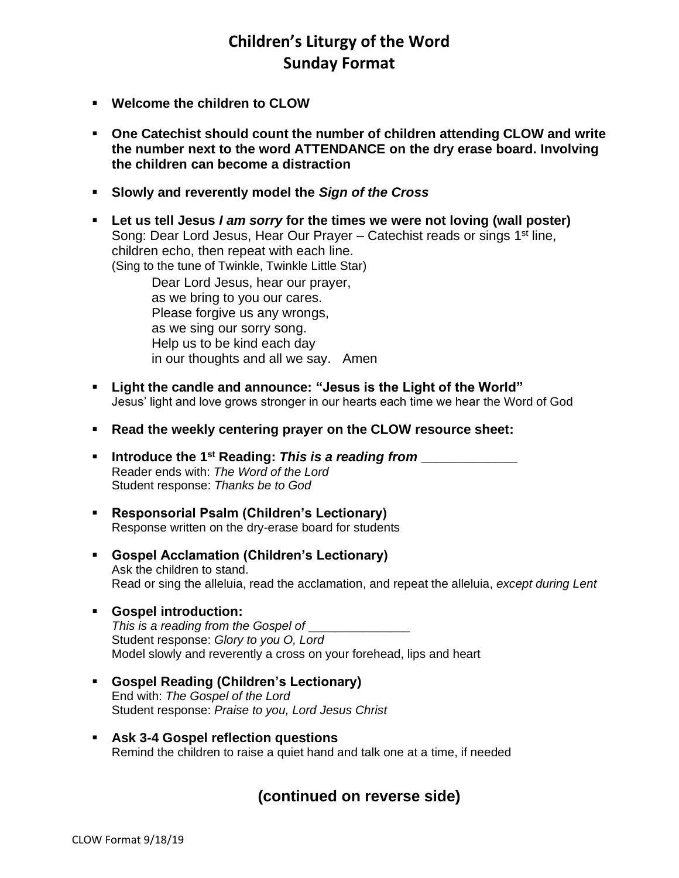# Children's Liturgy of the Word
# Sunday Format

- **Welcome the children to CLOW**
- **One Catechist should count the number of children attending CLOW and write the number next to the word ATTENDANCE on the dry erase board. Involving the children can become a distraction**
- **Slowly and reverently model the *Sign of the Cross***
- **Let us tell Jesus *I am sorry* for the times we were not loving (wall poster)**
  Song: Dear Lord Jesus, Hear Our Prayer – Catechist reads or sings 1st line, children echo, then repeat with each line.
  (Sing to the tune of Twinkle, Twinkle Little Star)

  Dear Lord Jesus, hear our prayer,
  as we bring to you our cares.
  Please forgive us any wrongs,
  as we sing our sorry song.
  Help us to be kind each day
  in our thoughts and all we say. Amen

- **Light the candle and announce: "Jesus is the Light of the World"**
  Jesus' light and love grows stronger in our hearts each time we hear the Word of God
- **Read the weekly centering prayer on the CLOW resource sheet:**
- **Introduce the 1st Reading: *This is a reading from \_\_\_\_\_\_\_\_\_\_\_\_\_***
  Reader ends with: *The Word of the Lord*
  Student response: *Thanks be to God*
- **Responsorial Psalm (Children's Lectionary)**
  Response written on the dry-erase board for students
- **Gospel Acclamation (Children's Lectionary)**
  Ask the children to stand.
  Read or sing the alleluia, read the acclamation, and repeat the alleluia, *except during Lent*
- **Gospel introduction:**
  *This is a reading from the Gospel of \_\_\_\_\_\_\_\_\_\_\_\_\_\_\_*
  Student response: *Glory to you O, Lord*
  Model slowly and reverently a cross on your forehead, lips and heart
- **Gospel Reading (Children's Lectionary)**
  End with: *The Gospel of the Lord*
  Student response: *Praise to you, Lord Jesus Christ*
- **Ask 3-4 Gospel reflection questions**
  Remind the children to raise a quiet hand and talk one at a time, if needed

**(continued on reverse side)**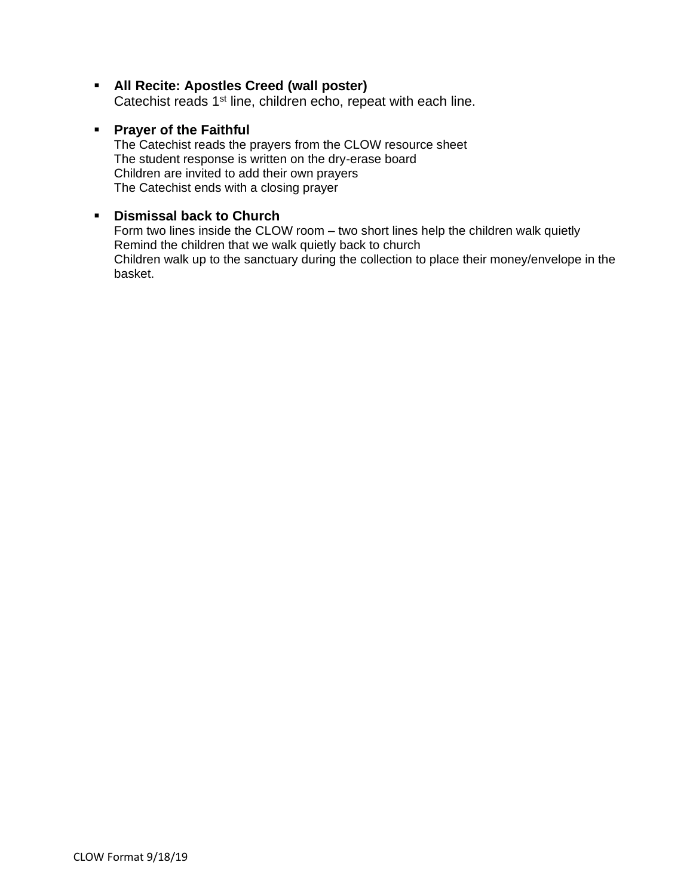- **All Recite: Apostles Creed (wall poster)**
  Catechist reads 1st line, children echo, repeat with each line.

- **Prayer of the Faithful**
  The Catechist reads the prayers from the CLOW resource sheet
  The student response is written on the dry-erase board
  Children are invited to add their own prayers
  The Catechist ends with a closing prayer

- **Dismissal back to Church**
  Form two lines inside the CLOW room – two short lines help the children walk quietly
  Remind the children that we walk quietly back to church
  Children walk up to the sanctuary during the collection to place their money/envelope in the basket.